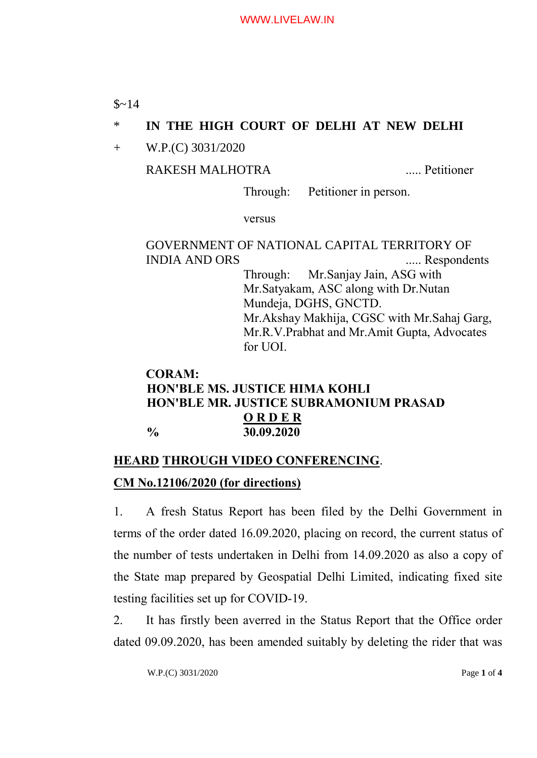$~14

\* **IN THE HIGH COURT OF DELHI AT NEW DELHI**

\+ W.P.(C) 3031/2020

RAKESH MALHOTRA ..... Petitioner

Through: Petitioner in person.

versus

GOVERNMENT OF NATIONAL CAPITAL TERRITORY OF INDIA AND ORS ..... Respondents

Through: Mr.Sanjay Jain, ASG with Mr.Satyakam, ASC along with Dr.Nutan Mundeja, DGHS, GNCTD.
Mr.Akshay Makhija, CGSC with Mr.Sahaj Garg, Mr.R.V.Prabhat and Mr.Amit Gupta, Advocates for UOI.

**CORAM:**
**HON'BLE MS. JUSTICE HIMA KOHLI**
**HON'BLE MR. JUSTICE SUBRAMONIUM PRASAD**

**O R D E R**

**%** **30.09.2020**

**HEARD THROUGH VIDEO CONFERENCING.**

**CM No.12106/2020 (for directions)**

1. A fresh Status Report has been filed by the Delhi Government in terms of the order dated 16.09.2020, placing on record, the current status of the number of tests undertaken in Delhi from 14.09.2020 as also a copy of the State map prepared by Geospatial Delhi Limited, indicating fixed site testing facilities set up for COVID-19.

2. It has firstly been averred in the Status Report that the Office order dated 09.09.2020, has been amended suitably by deleting the rider that was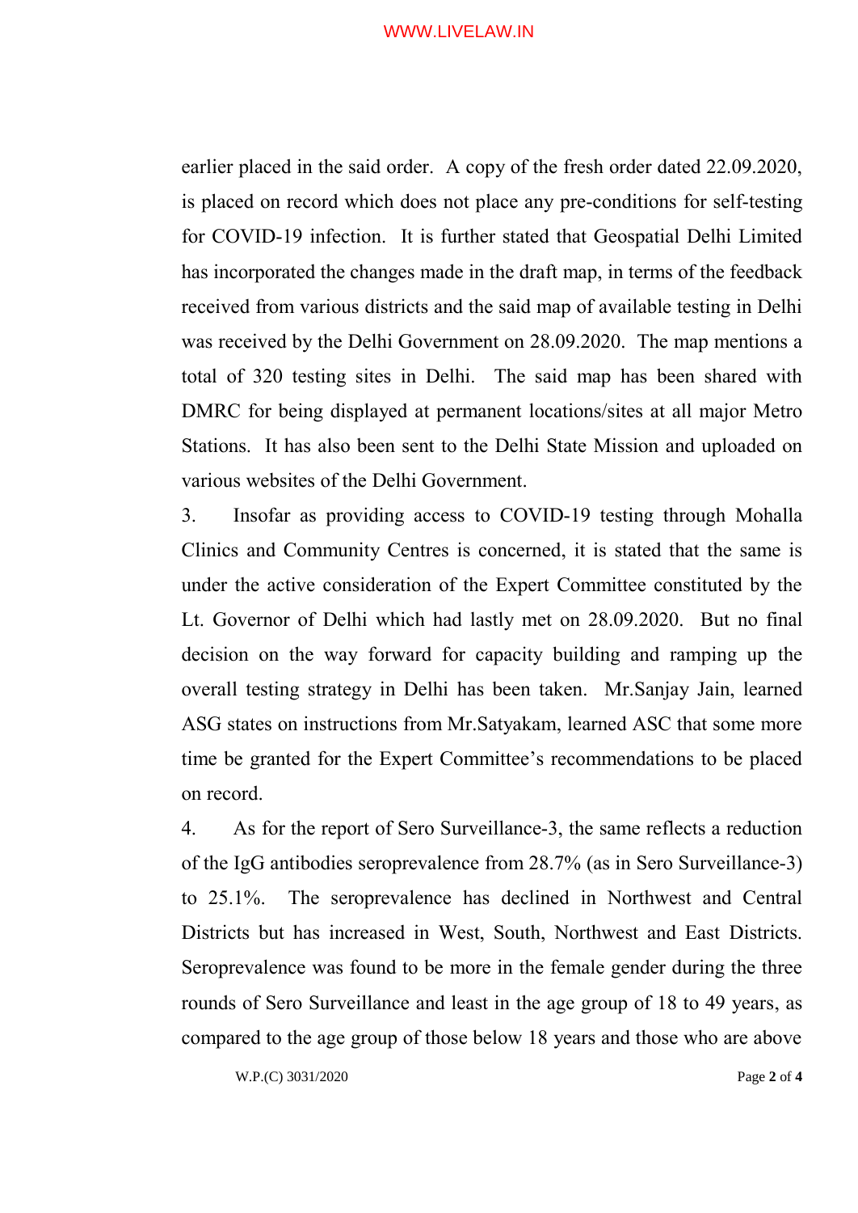earlier placed in the said order. A copy of the fresh order dated 22.09.2020, is placed on record which does not place any pre-conditions for self-testing for COVID-19 infection. It is further stated that Geospatial Delhi Limited has incorporated the changes made in the draft map, in terms of the feedback received from various districts and the said map of available testing in Delhi was received by the Delhi Government on 28.09.2020. The map mentions a total of 320 testing sites in Delhi. The said map has been shared with DMRC for being displayed at permanent locations/sites at all major Metro Stations. It has also been sent to the Delhi State Mission and uploaded on various websites of the Delhi Government.

3. Insofar as providing access to COVID-19 testing through Mohalla Clinics and Community Centres is concerned, it is stated that the same is under the active consideration of the Expert Committee constituted by the Lt. Governor of Delhi which had lastly met on 28.09.2020. But no final decision on the way forward for capacity building and ramping up the overall testing strategy in Delhi has been taken. Mr.Sanjay Jain, learned ASG states on instructions from Mr.Satyakam, learned ASC that some more time be granted for the Expert Committee's recommendations to be placed on record.

4. As for the report of Sero Surveillance-3, the same reflects a reduction of the IgG antibodies seroprevalence from 28.7% (as in Sero Surveillance-3) to 25.1%. The seroprevalence has declined in Northwest and Central Districts but has increased in West, South, Northwest and East Districts. Seroprevalence was found to be more in the female gender during the three rounds of Sero Surveillance and least in the age group of 18 to 49 years, as compared to the age group of those below 18 years and those who are above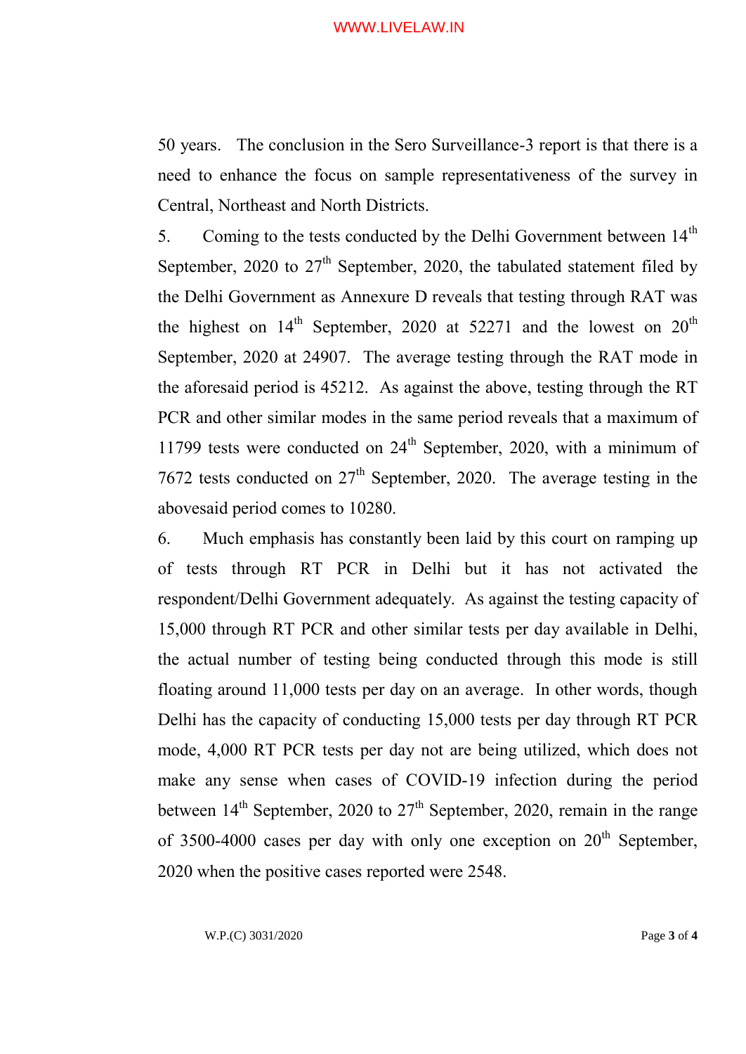50 years. The conclusion in the Sero Surveillance-3 report is that there is a need to enhance the focus on sample representativeness of the survey in Central, Northeast and North Districts.

5. Coming to the tests conducted by the Delhi Government between 14th September, 2020 to 27th September, 2020, the tabulated statement filed by the Delhi Government as Annexure D reveals that testing through RAT was the highest on 14th September, 2020 at 52271 and the lowest on 20th September, 2020 at 24907. The average testing through the RAT mode in the aforesaid period is 45212. As against the above, testing through the RT PCR and other similar modes in the same period reveals that a maximum of 11799 tests were conducted on 24th September, 2020, with a minimum of 7672 tests conducted on 27th September, 2020. The average testing in the abovesaid period comes to 10280.

6. Much emphasis has constantly been laid by this court on ramping up of tests through RT PCR in Delhi but it has not activated the respondent/Delhi Government adequately. As against the testing capacity of 15,000 through RT PCR and other similar tests per day available in Delhi, the actual number of testing being conducted through this mode is still floating around 11,000 tests per day on an average. In other words, though Delhi has the capacity of conducting 15,000 tests per day through RT PCR mode, 4,000 RT PCR tests per day not are being utilized, which does not make any sense when cases of COVID-19 infection during the period between 14th September, 2020 to 27th September, 2020, remain in the range of 3500-4000 cases per day with only one exception on 20th September, 2020 when the positive cases reported were 2548.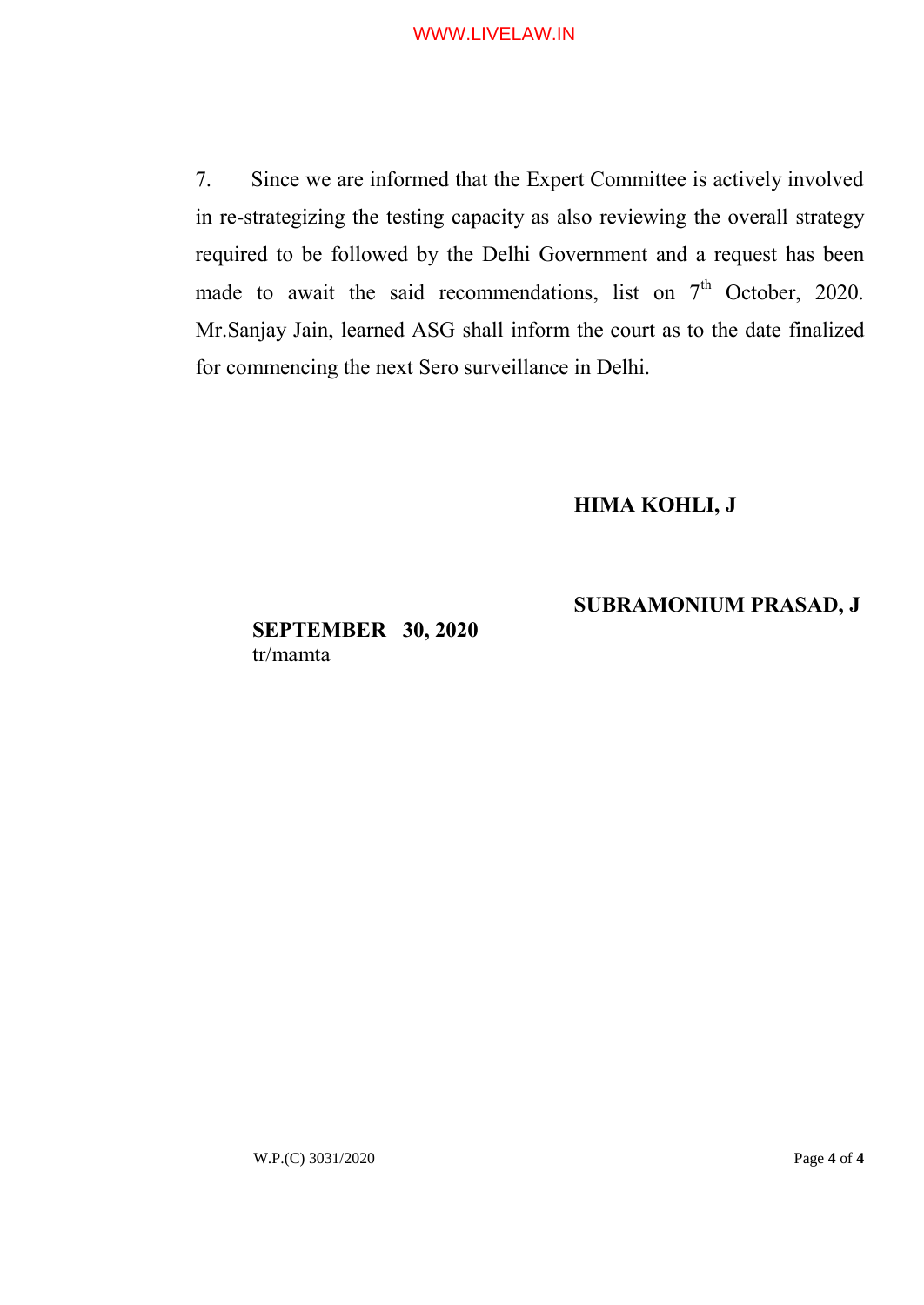7. Since we are informed that the Expert Committee is actively involved in re-strategizing the testing capacity as also reviewing the overall strategy required to be followed by the Delhi Government and a request has been made to await the said recommendations, list on 7th October, 2020. Mr.Sanjay Jain, learned ASG shall inform the court as to the date finalized for commencing the next Sero surveillance in Delhi.

**HIMA KOHLI, J**

**SUBRAMONIUM PRASAD, J**

**SEPTEMBER 30, 2020**
tr/mamta